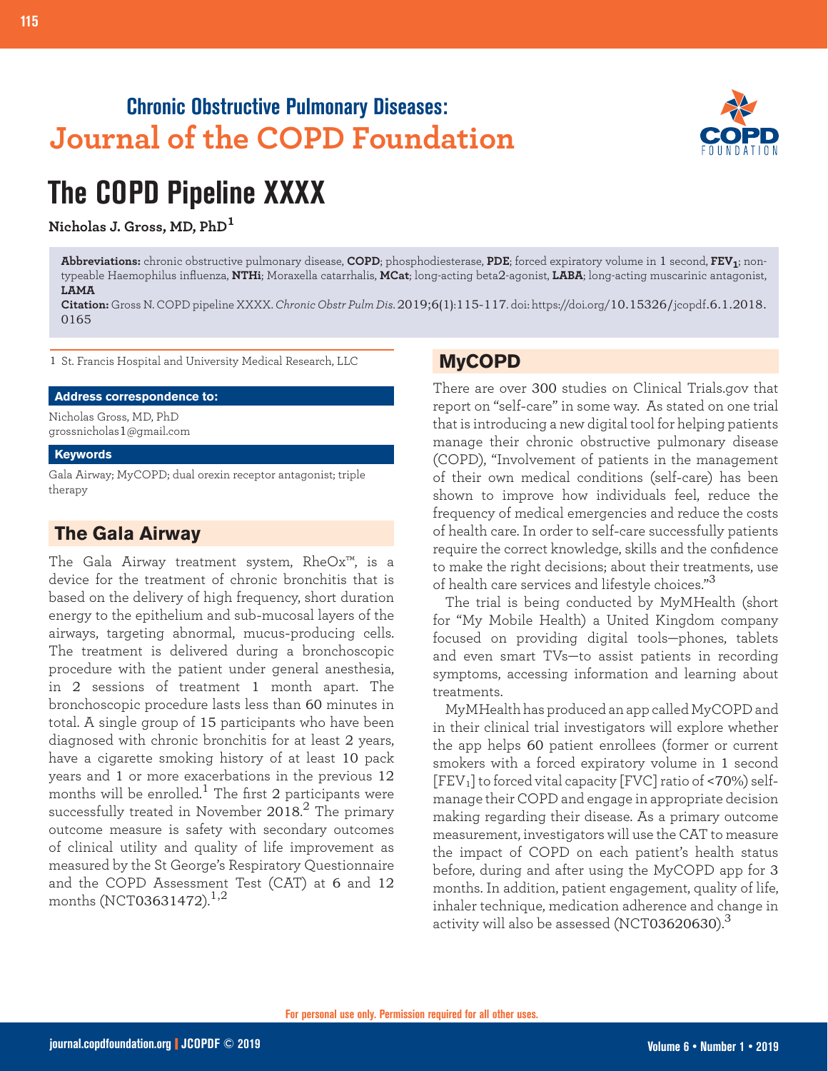# Chronic Obstructive Pulmonary Diseases: Journal of the COPD Foundation

# The COPD Pipeline XXXX

**Nicholas J. Gross, MD, PhD**[1]

**Abbreviations:** chronic obstructive pulmonary disease, **COPD**; phosphodiesterase, **PDE**; forced expiratory volume in 1 second, **$FEV_1$**; non-typeable Haemophilus influenza, **NTHi**; Moraxella catarrhalis, **MCat**; long-acting beta2-agonist, **LABA**; long-acting muscarinic antagonist, **LAMA**

**Citation:** Gross N. COPD pipeline XXXX. *Chronic Obstr Pulm Dis.* 2019;6(1):115-117. doi: https://doi.org/10.15326/jcopdf.6.1.2018.0165

1 St. Francis Hospital and University Medical Research, LLC

**Address correspondence to:**

Nicholas Gross, MD, PhD
grossnicholas1@gmail.com

**Keywords**

Gala Airway; MyCOPD; dual orexin receptor antagonist; triple therapy

## The Gala Airway

The Gala Airway treatment system, RheOx™, is a device for the treatment of chronic bronchitis that is based on the delivery of high frequency, short duration energy to the epithelium and sub-mucosal layers of the airways, targeting abnormal, mucus-producing cells. The treatment is delivered during a bronchoscopic procedure with the patient under general anesthesia, in 2 sessions of treatment 1 month apart. The bronchoscopic procedure lasts less than 60 minutes in total. A single group of 15 participants who have been diagnosed with chronic bronchitis for at least 2 years, have a cigarette smoking history of at least 10 pack years and 1 or more exacerbations in the previous 12 months will be enrolled.[1] The first 2 participants were successfully treated in November 2018.[2] The primary outcome measure is safety with secondary outcomes of clinical utility and quality of life improvement as measured by the St George's Respiratory Questionnaire and the COPD Assessment Test (CAT) at 6 and 12 months (NCT03631472).[1,2]

## MyCOPD

There are over 300 studies on Clinical Trials.gov that report on "self-care" in some way. As stated on one trial that is introducing a new digital tool for helping patients manage their chronic obstructive pulmonary disease (COPD), "Involvement of patients in the management of their own medical conditions (self-care) has been shown to improve how individuals feel, reduce the frequency of medical emergencies and reduce the costs of health care. In order to self-care successfully patients require the correct knowledge, skills and the confidence to make the right decisions; about their treatments, use of health care services and lifestyle choices."[3]

The trial is being conducted by MyMHealth (short for "My Mobile Health) a United Kingdom company focused on providing digital tools—phones, tablets and even smart TVs—to assist patients in recording symptoms, accessing information and learning about treatments.

MyMHealth has produced an app called MyCOPD and in their clinical trial investigators will explore whether the app helps 60 patient enrollees (former or current smokers with a forced expiratory volume in 1 second [$FEV_1$] to forced vital capacity [FVC] ratio of <70%) self-manage their COPD and engage in appropriate decision making regarding their disease. As a primary outcome measurement, investigators will use the CAT to measure the impact of COPD on each patient's health status before, during and after using the MyCOPD app for 3 months. In addition, patient engagement, quality of life, inhaler technique, medication adherence and change in activity will also be assessed (NCT03620630).[3]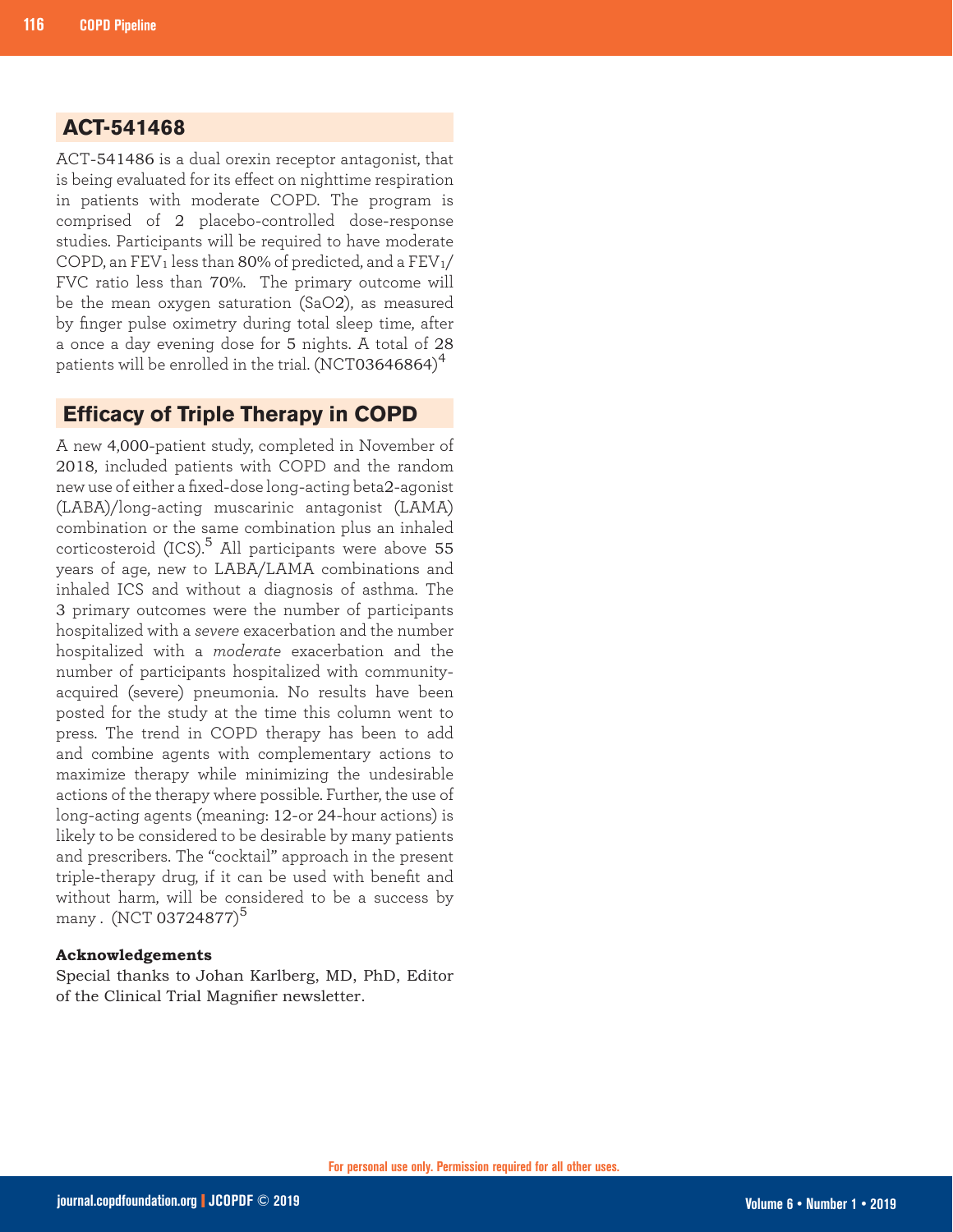## ACT-541468

ACT-541486 is a dual orexin receptor antagonist, that is being evaluated for its effect on nighttime respiration in patients with moderate COPD. The program is comprised of 2 placebo-controlled dose-response studies. Participants will be required to have moderate COPD, an $FEV_1$ less than 80% of predicted, and a $FEV_1$/FVC ratio less than 70%. The primary outcome will be the mean oxygen saturation (SaO2), as measured by finger pulse oximetry during total sleep time, after a once a day evening dose for 5 nights. A total of 28 patients will be enrolled in the trial. (NCT03646864)[4]

## Efficacy of Triple Therapy in COPD

A new 4,000-patient study, completed in November of 2018, included patients with COPD and the random new use of either a fixed-dose long-acting beta2-agonist (LABA)/long-acting muscarinic antagonist (LAMA) combination or the same combination plus an inhaled corticosteroid (ICS).[5] All participants were above 55 years of age, new to LABA/LAMA combinations and inhaled ICS and without a diagnosis of asthma. The 3 primary outcomes were the number of participants hospitalized with a *severe* exacerbation and the number hospitalized with a *moderate* exacerbation and the number of participants hospitalized with community-acquired (severe) pneumonia. No results have been posted for the study at the time this column went to press. The trend in COPD therapy has been to add and combine agents with complementary actions to maximize therapy while minimizing the undesirable actions of the therapy where possible. Further, the use of long-acting agents (meaning: 12-or 24-hour actions) is likely to be considered to be desirable by many patients and prescribers. The "cocktail" approach in the present triple-therapy drug, if it can be used with benefit and without harm, will be considered to be a success by many . (NCT 03724877)[5]

**Acknowledgements**

Special thanks to Johan Karlberg, MD, PhD, Editor of the Clinical Trial Magnifier newsletter.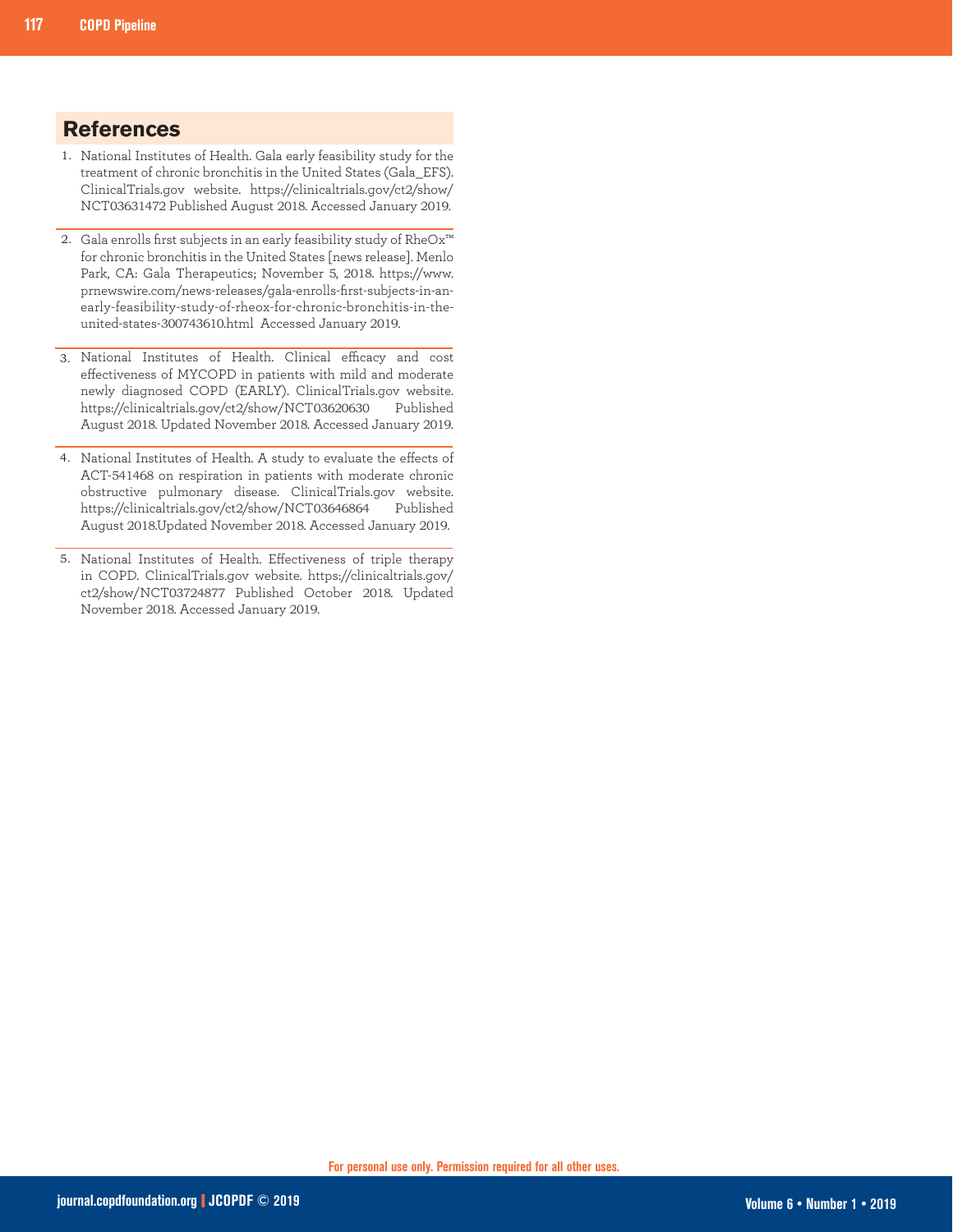## References

1. National Institutes of Health. Gala early feasibility study for the treatment of chronic bronchitis in the United States (Gala_EFS). ClinicalTrials.gov website. https://clinicaltrials.gov/ct2/show/NCT03631472 Published August 2018. Accessed January 2019.

2. Gala enrolls first subjects in an early feasibility study of RheOx™ for chronic bronchitis in the United States [news release]. Menlo Park, CA: Gala Therapeutics; November 5, 2018. https://www.prnewswire.com/news-releases/gala-enrolls-first-subjects-in-an-early-feasibility-study-of-rheox-for-chronic-bronchitis-in-the-united-states-300743610.html Accessed January 2019.

3. National Institutes of Health. Clinical efficacy and cost effectiveness of MYCOPD in patients with mild and moderate newly diagnosed COPD (EARLY). ClinicalTrials.gov website. https://clinicaltrials.gov/ct2/show/NCT03620630 Published August 2018. Updated November 2018. Accessed January 2019.

4. National Institutes of Health. A study to evaluate the effects of ACT-541468 on respiration in patients with moderate chronic obstructive pulmonary disease. ClinicalTrials.gov website. https://clinicaltrials.gov/ct2/show/NCT03646864 Published August 2018.Updated November 2018. Accessed January 2019.

5. National Institutes of Health. Effectiveness of triple therapy in COPD. ClinicalTrials.gov website. https://clinicaltrials.gov/ct2/show/NCT03724877 Published October 2018. Updated November 2018. Accessed January 2019.

For personal use only. Permission required for all other uses.